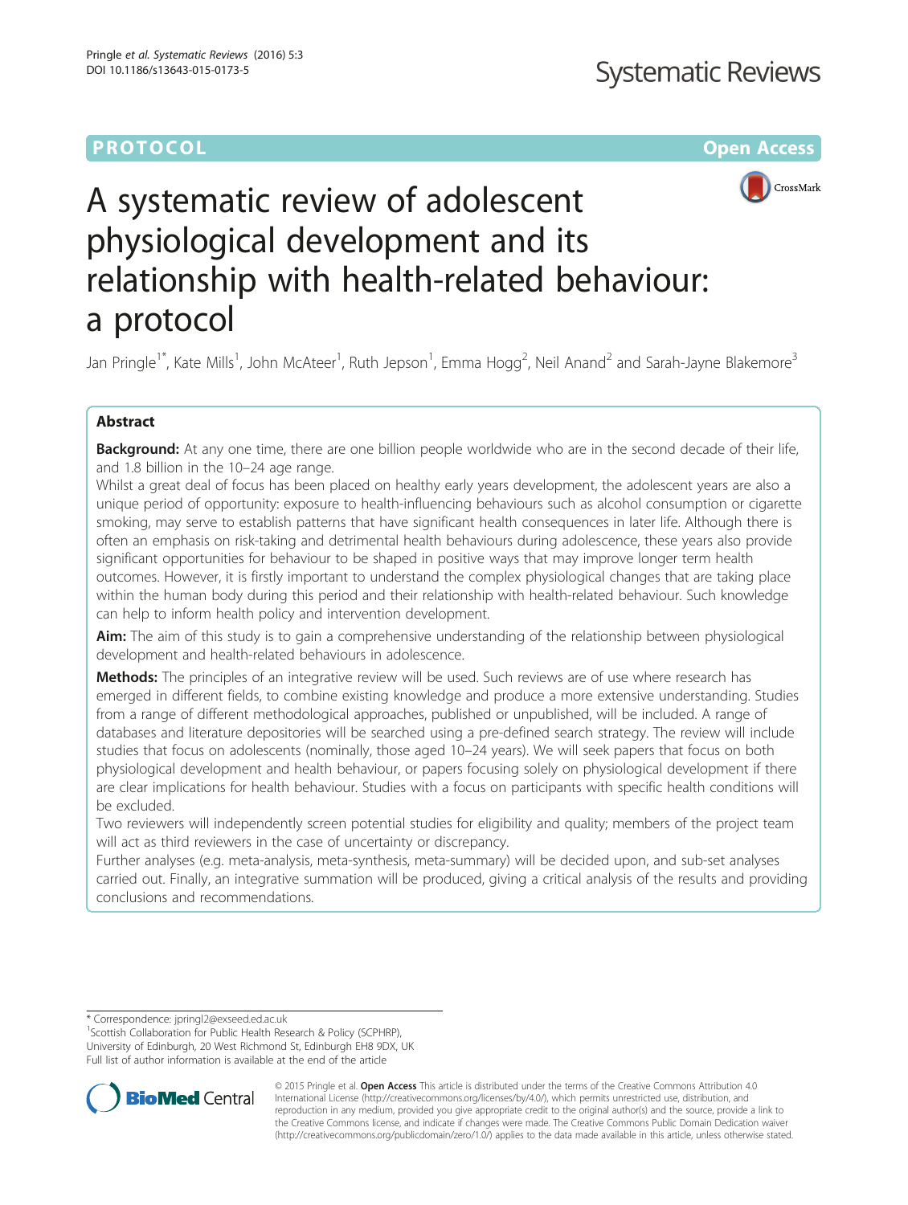PROTOCOL

Open Access

# A systematic review of adolescent physiological development and its relationship with health-related behaviour: a protocol

Jan Pringle[1*], Kate Mills[1], John McAteer[1], Ruth Jepson[1], Emma Hogg[2], Neil Anand[2] and Sarah-Jayne Blakemore[3]

## Abstract

**Background:** At any one time, there are one billion people worldwide who are in the second decade of their life, and 1.8 billion in the 10–24 age range.

Whilst a great deal of focus has been placed on healthy early years development, the adolescent years are also a unique period of opportunity: exposure to health-influencing behaviours such as alcohol consumption or cigarette smoking, may serve to establish patterns that have significant health consequences in later life. Although there is often an emphasis on risk-taking and detrimental health behaviours during adolescence, these years also provide significant opportunities for behaviour to be shaped in positive ways that may improve longer term health outcomes. However, it is firstly important to understand the complex physiological changes that are taking place within the human body during this period and their relationship with health-related behaviour. Such knowledge can help to inform health policy and intervention development.

**Aim:** The aim of this study is to gain a comprehensive understanding of the relationship between physiological development and health-related behaviours in adolescence.

**Methods:** The principles of an integrative review will be used. Such reviews are of use where research has emerged in different fields, to combine existing knowledge and produce a more extensive understanding. Studies from a range of different methodological approaches, published or unpublished, will be included. A range of databases and literature depositories will be searched using a pre-defined search strategy. The review will include studies that focus on adolescents (nominally, those aged 10–24 years). We will seek papers that focus on both physiological development and health behaviour, or papers focusing solely on physiological development if there are clear implications for health behaviour. Studies with a focus on participants with specific health conditions will be excluded.

Two reviewers will independently screen potential studies for eligibility and quality; members of the project team will act as third reviewers in the case of uncertainty or discrepancy.

Further analyses (e.g. meta-analysis, meta-synthesis, meta-summary) will be decided upon, and sub-set analyses carried out. Finally, an integrative summation will be produced, giving a critical analysis of the results and providing conclusions and recommendations.

\* Correspondence: jpringl2@exseed.ed.ac.uk
[1]Scottish Collaboration for Public Health Research & Policy (SCPHRP), University of Edinburgh, 20 West Richmond St, Edinburgh EH8 9DX, UK
Full list of author information is available at the end of the article

© 2015 Pringle et al. **Open Access** This article is distributed under the terms of the Creative Commons Attribution 4.0 International License (http://creativecommons.org/licenses/by/4.0/), which permits unrestricted use, distribution, and reproduction in any medium, provided you give appropriate credit to the original author(s) and the source, provide a link to the Creative Commons license, and indicate if changes were made. The Creative Commons Public Domain Dedication waiver (http://creativecommons.org/publicdomain/zero/1.0/) applies to the data made available in this article, unless otherwise stated.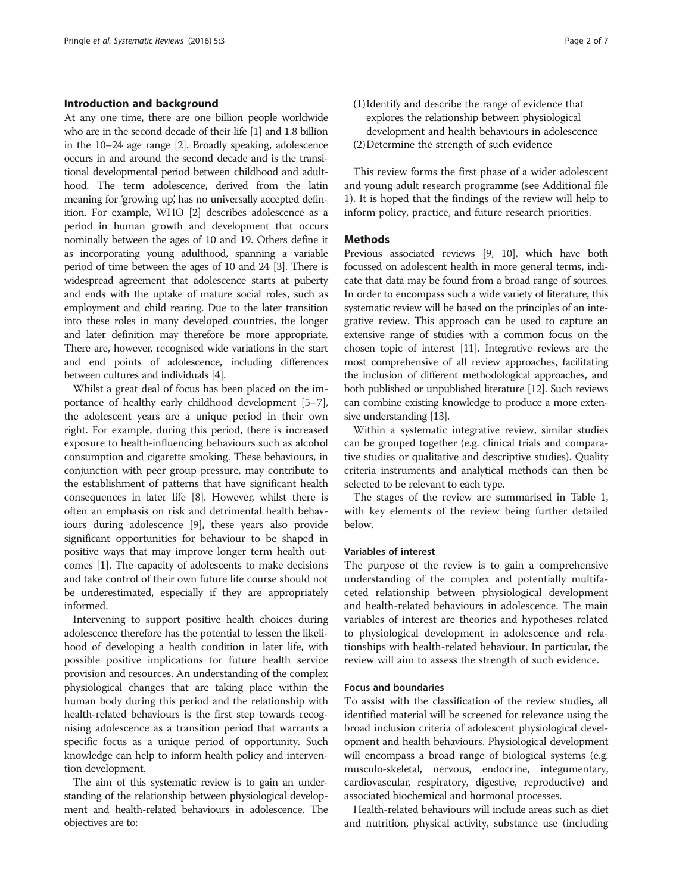## Introduction and background

At any one time, there are one billion people worldwide who are in the second decade of their life [1] and 1.8 billion in the 10–24 age range [2]. Broadly speaking, adolescence occurs in and around the second decade and is the transitional developmental period between childhood and adulthood. The term adolescence, derived from the latin meaning for 'growing up', has no universally accepted definition. For example, WHO [2] describes adolescence as a period in human growth and development that occurs nominally between the ages of 10 and 19. Others define it as incorporating young adulthood, spanning a variable period of time between the ages of 10 and 24 [3]. There is widespread agreement that adolescence starts at puberty and ends with the uptake of mature social roles, such as employment and child rearing. Due to the later transition into these roles in many developed countries, the longer and later definition may therefore be more appropriate. There are, however, recognised wide variations in the start and end points of adolescence, including differences between cultures and individuals [4].

Whilst a great deal of focus has been placed on the importance of healthy early childhood development [5–7], the adolescent years are a unique period in their own right. For example, during this period, there is increased exposure to health-influencing behaviours such as alcohol consumption and cigarette smoking. These behaviours, in conjunction with peer group pressure, may contribute to the establishment of patterns that have significant health consequences in later life [8]. However, whilst there is often an emphasis on risk and detrimental health behaviours during adolescence [9], these years also provide significant opportunities for behaviour to be shaped in positive ways that may improve longer term health outcomes [1]. The capacity of adolescents to make decisions and take control of their own future life course should not be underestimated, especially if they are appropriately informed.

Intervening to support positive health choices during adolescence therefore has the potential to lessen the likelihood of developing a health condition in later life, with possible positive implications for future health service provision and resources. An understanding of the complex physiological changes that are taking place within the human body during this period and the relationship with health-related behaviours is the first step towards recognising adolescence as a transition period that warrants a specific focus as a unique period of opportunity. Such knowledge can help to inform health policy and intervention development.

The aim of this systematic review is to gain an understanding of the relationship between physiological development and health-related behaviours in adolescence. The objectives are to:

(1) Identify and describe the range of evidence that explores the relationship between physiological development and health behaviours in adolescence
(2) Determine the strength of such evidence

This review forms the first phase of a wider adolescent and young adult research programme (see Additional file 1). It is hoped that the findings of the review will help to inform policy, practice, and future research priorities.

## Methods

Previous associated reviews [9, 10], which have both focussed on adolescent health in more general terms, indicate that data may be found from a broad range of sources. In order to encompass such a wide variety of literature, this systematic review will be based on the principles of an integrative review. This approach can be used to capture an extensive range of studies with a common focus on the chosen topic of interest [11]. Integrative reviews are the most comprehensive of all review approaches, facilitating the inclusion of different methodological approaches, and both published or unpublished literature [12]. Such reviews can combine existing knowledge to produce a more extensive understanding [13].

Within a systematic integrative review, similar studies can be grouped together (e.g. clinical trials and comparative studies or qualitative and descriptive studies). Quality criteria instruments and analytical methods can then be selected to be relevant to each type.

The stages of the review are summarised in Table 1, with key elements of the review being further detailed below.

### Variables of interest

The purpose of the review is to gain a comprehensive understanding of the complex and potentially multifaceted relationship between physiological development and health-related behaviours in adolescence. The main variables of interest are theories and hypotheses related to physiological development in adolescence and relationships with health-related behaviour. In particular, the review will aim to assess the strength of such evidence.

### Focus and boundaries

To assist with the classification of the review studies, all identified material will be screened for relevance using the broad inclusion criteria of adolescent physiological development and health behaviours. Physiological development will encompass a broad range of biological systems (e.g. musculo-skeletal, nervous, endocrine, integumentary, cardiovascular, respiratory, digestive, reproductive) and associated biochemical and hormonal processes.

Health-related behaviours will include areas such as diet and nutrition, physical activity, substance use (including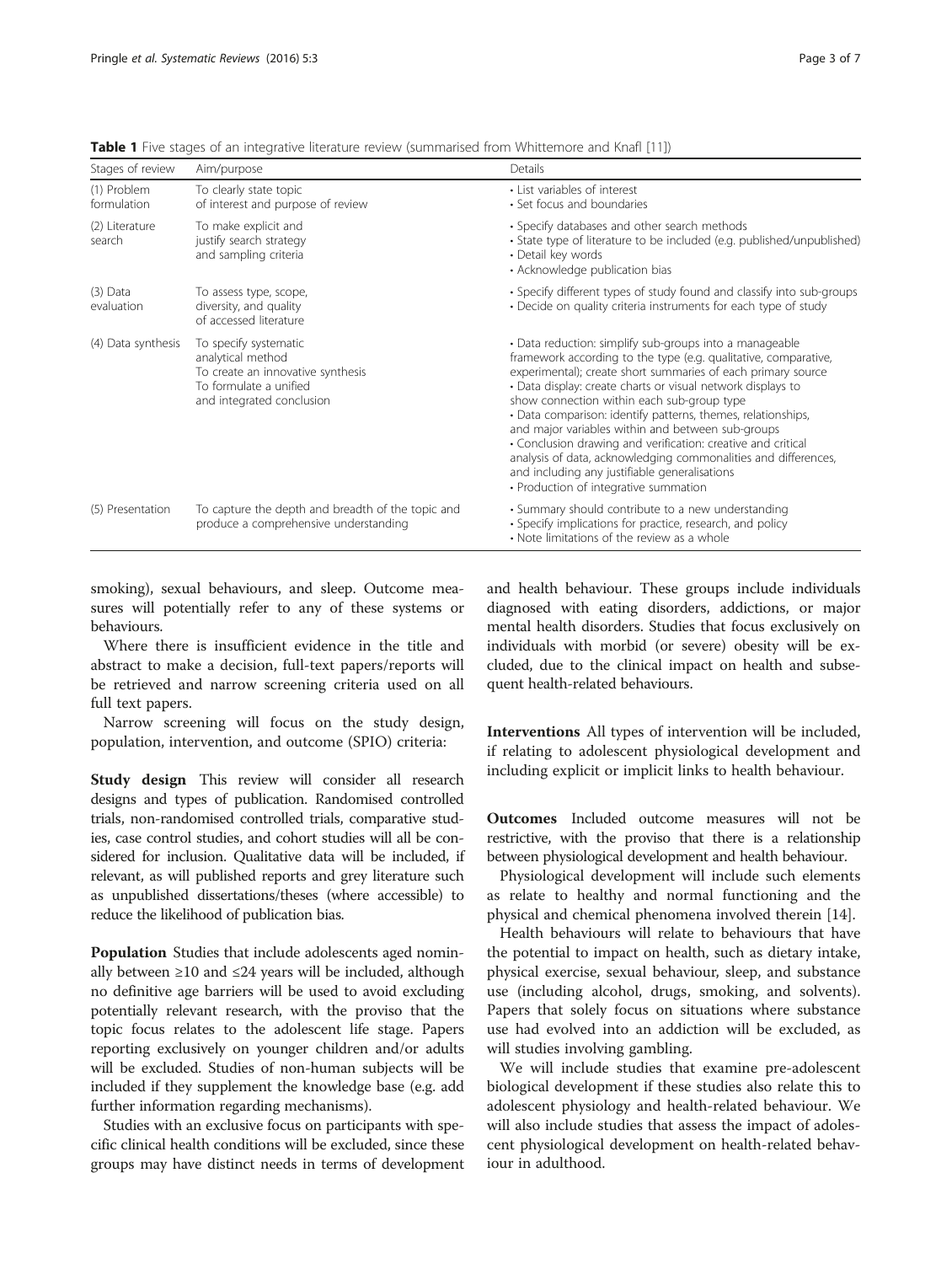**Table 1** Five stages of an integrative literature review (summarised from Whittemore and Knafl [11])

| Stages of review | Aim/purpose | Details |
| --- | --- | --- |
| (1) Problem formulation | To clearly state topic of interest and purpose of review | • List variables of interest<br>• Set focus and boundaries |
| (2) Literature search | To make explicit and justify search strategy and sampling criteria | • Specify databases and other search methods<br>• State type of literature to be included (e.g. published/unpublished)<br>• Detail key words<br>• Acknowledge publication bias |
| (3) Data evaluation | To assess type, scope, diversity, and quality of accessed literature | • Specify different types of study found and classify into sub-groups<br>• Decide on quality criteria instruments for each type of study |
| (4) Data synthesis | To specify systematic analytical method<br>To create an innovative synthesis<br>To formulate a unified and integrated conclusion | • Data reduction: simplify sub-groups into a manageable framework according to the type (e.g. qualitative, comparative, experimental); create short summaries of each primary source<br>• Data display: create charts or visual network displays to show connection within each sub-group type<br>• Data comparison: identify patterns, themes, relationships, and major variables within and between sub-groups<br>• Conclusion drawing and verification: creative and critical analysis of data, acknowledging commonalities and differences, and including any justifiable generalisations<br>• Production of integrative summation |
| (5) Presentation | To capture the depth and breadth of the topic and produce a comprehensive understanding | • Summary should contribute to a new understanding<br>• Specify implications for practice, research, and policy<br>• Note limitations of the review as a whole |

smoking), sexual behaviours, and sleep. Outcome measures will potentially refer to any of these systems or behaviours.

Where there is insufficient evidence in the title and abstract to make a decision, full-text papers/reports will be retrieved and narrow screening criteria used on all full text papers.

Narrow screening will focus on the study design, population, intervention, and outcome (SPIO) criteria:

**Study design** This review will consider all research designs and types of publication. Randomised controlled trials, non-randomised controlled trials, comparative studies, case control studies, and cohort studies will all be considered for inclusion. Qualitative data will be included, if relevant, as will published reports and grey literature such as unpublished dissertations/theses (where accessible) to reduce the likelihood of publication bias.

**Population** Studies that include adolescents aged nominally between ≥10 and ≤24 years will be included, although no definitive age barriers will be used to avoid excluding potentially relevant research, with the proviso that the topic focus relates to the adolescent life stage. Papers reporting exclusively on younger children and/or adults will be excluded. Studies of non-human subjects will be included if they supplement the knowledge base (e.g. add further information regarding mechanisms).

Studies with an exclusive focus on participants with specific clinical health conditions will be excluded, since these groups may have distinct needs in terms of development and health behaviour. These groups include individuals diagnosed with eating disorders, addictions, or major mental health disorders. Studies that focus exclusively on individuals with morbid (or severe) obesity will be excluded, due to the clinical impact on health and subsequent health-related behaviours.

**Interventions** All types of intervention will be included, if relating to adolescent physiological development and including explicit or implicit links to health behaviour.

**Outcomes** Included outcome measures will not be restrictive, with the proviso that there is a relationship between physiological development and health behaviour.

Physiological development will include such elements as relate to healthy and normal functioning and the physical and chemical phenomena involved therein [14].

Health behaviours will relate to behaviours that have the potential to impact on health, such as dietary intake, physical exercise, sexual behaviour, sleep, and substance use (including alcohol, drugs, smoking, and solvents). Papers that solely focus on situations where substance use had evolved into an addiction will be excluded, as will studies involving gambling.

We will include studies that examine pre-adolescent biological development if these studies also relate this to adolescent physiology and health-related behaviour. We will also include studies that assess the impact of adolescent physiological development on health-related behaviour in adulthood.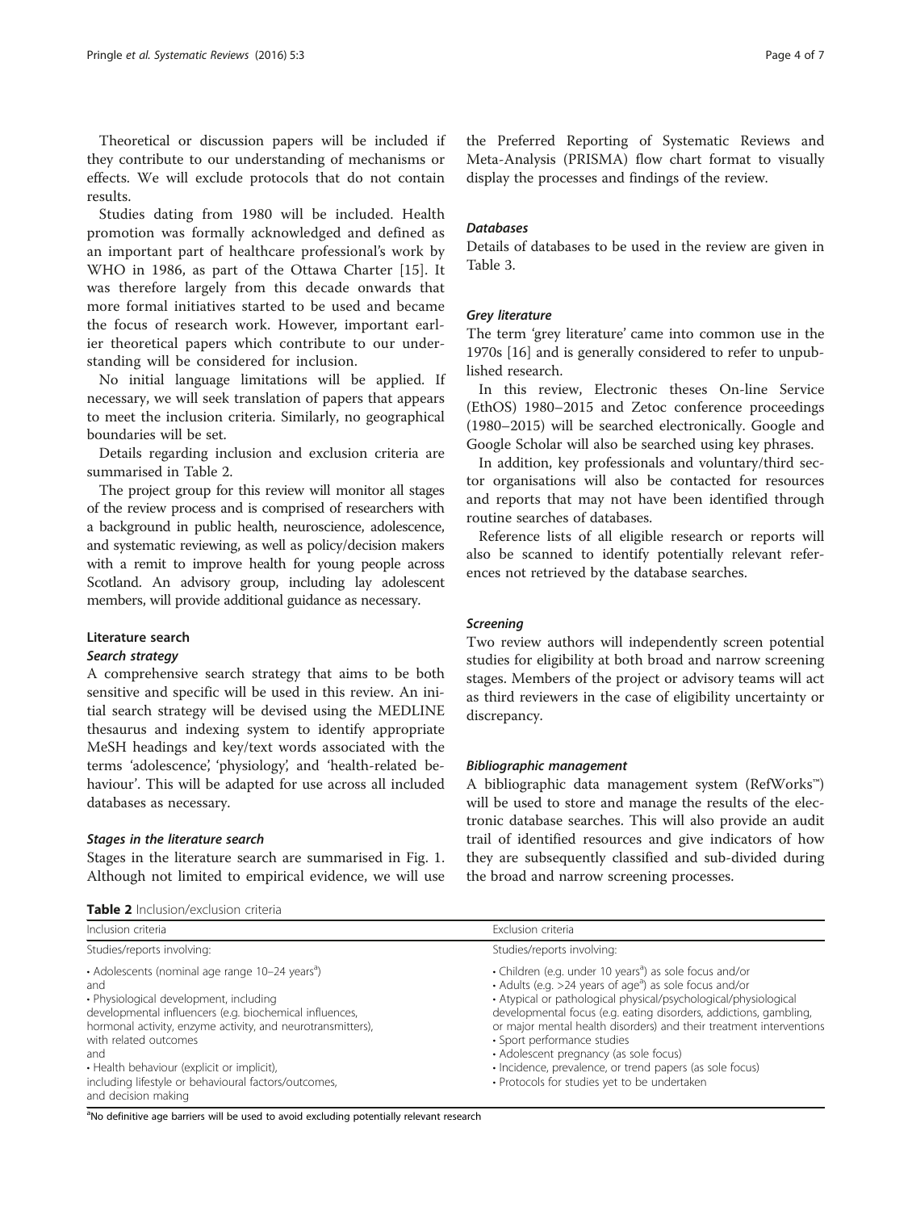Theoretical or discussion papers will be included if they contribute to our understanding of mechanisms or effects. We will exclude protocols that do not contain results.

Studies dating from 1980 will be included. Health promotion was formally acknowledged and defined as an important part of healthcare professional's work by WHO in 1986, as part of the Ottawa Charter [15]. It was therefore largely from this decade onwards that more formal initiatives started to be used and became the focus of research work. However, important earlier theoretical papers which contribute to our understanding will be considered for inclusion.

No initial language limitations will be applied. If necessary, we will seek translation of papers that appears to meet the inclusion criteria. Similarly, no geographical boundaries will be set.

Details regarding inclusion and exclusion criteria are summarised in Table 2.

The project group for this review will monitor all stages of the review process and is comprised of researchers with a background in public health, neuroscience, adolescence, and systematic reviewing, as well as policy/decision makers with a remit to improve health for young people across Scotland. An advisory group, including lay adolescent members, will provide additional guidance as necessary.

### Literature search

#### *Search strategy*

A comprehensive search strategy that aims to be both sensitive and specific will be used in this review. An initial search strategy will be devised using the MEDLINE thesaurus and indexing system to identify appropriate MeSH headings and key/text words associated with the terms 'adolescence', 'physiology', and 'health-related behaviour'. This will be adapted for use across all included databases as necessary.

#### *Stages in the literature search*

Stages in the literature search are summarised in Fig. 1. Although not limited to empirical evidence, we will use the Preferred Reporting of Systematic Reviews and Meta-Analysis (PRISMA) flow chart format to visually display the processes and findings of the review.

#### *Databases*

Details of databases to be used in the review are given in Table 3.

#### *Grey literature*

The term 'grey literature' came into common use in the 1970s [16] and is generally considered to refer to unpublished research.

In this review, Electronic theses On-line Service (EthOS) 1980–2015 and Zetoc conference proceedings (1980–2015) will be searched electronically. Google and Google Scholar will also be searched using key phrases.

In addition, key professionals and voluntary/third sector organisations will also be contacted for resources and reports that may not have been identified through routine searches of databases.

Reference lists of all eligible research or reports will also be scanned to identify potentially relevant references not retrieved by the database searches.

#### *Screening*

Two review authors will independently screen potential studies for eligibility at both broad and narrow screening stages. Members of the project or advisory teams will act as third reviewers in the case of eligibility uncertainty or discrepancy.

#### *Bibliographic management*

A bibliographic data management system (RefWorks™) will be used to store and manage the results of the electronic database searches. This will also provide an audit trail of identified resources and give indicators of how they are subsequently classified and sub-divided during the broad and narrow screening processes.

**Table 2** Inclusion/exclusion criteria

| Inclusion criteria | Exclusion criteria |
|---|---|
| Studies/reports involving: | Studies/reports involving: |
| • Adolescents (nominal age range 10–24 years[a])<br>and<br>• Physiological development, including developmental influencers (e.g. biochemical influences, hormonal activity, enzyme activity, and neurotransmitters), with related outcomes<br>and<br>• Health behaviour (explicit or implicit), including lifestyle or behavioural factors/outcomes, and decision making | • Children (e.g. under 10 years[a]) as sole focus and/or<br>• Adults (e.g. >24 years of age[a]) as sole focus and/or<br>• Atypical or pathological physical/psychological/physiological developmental focus (e.g. eating disorders, addictions, gambling, or major mental health disorders) and their treatment interventions<br>• Sport performance studies<br>• Adolescent pregnancy (as sole focus)<br>• Incidence, prevalence, or trend papers (as sole focus)<br>• Protocols for studies yet to be undertaken |

[a]No definitive age barriers will be used to avoid excluding potentially relevant research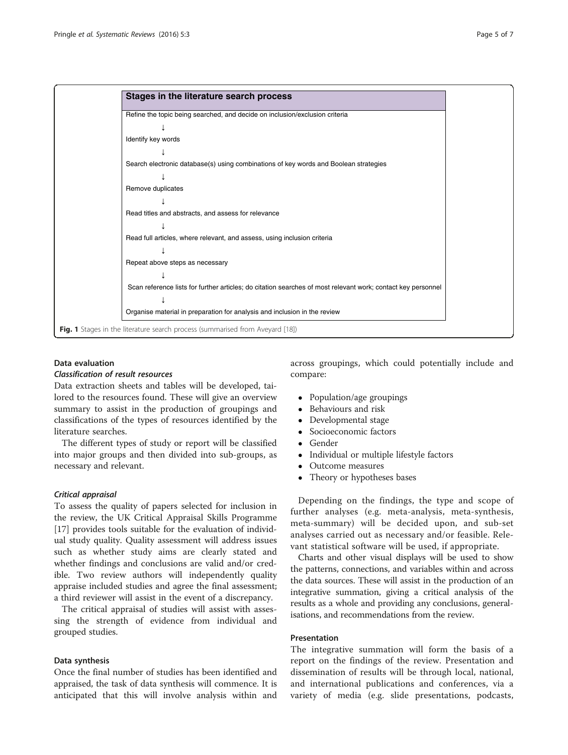**Stages in the literature search process**

Refine the topic being searched, and decide on inclusion/exclusion criteria

↓

Identify key words

↓

Search electronic database(s) using combinations of key words and Boolean strategies

↓

Remove duplicates

↓

Read titles and abstracts, and assess for relevance

↓

Read full articles, where relevant, and assess, using inclusion criteria

↓

Repeat above steps as necessary

↓

Scan reference lists for further articles; do citation searches of most relevant work; contact key personnel

↓

Organise material in preparation for analysis and inclusion in the review

**Fig. 1** Stages in the literature search process (summarised from Aveyard [18])

## Data evaluation

### *Classification of result resources*

Data extraction sheets and tables will be developed, tailored to the resources found. These will give an overview summary to assist in the production of groupings and classifications of the types of resources identified by the literature searches.

The different types of study or report will be classified into major groups and then divided into sub-groups, as necessary and relevant.

### *Critical appraisal*

To assess the quality of papers selected for inclusion in the review, the UK Critical Appraisal Skills Programme [17] provides tools suitable for the evaluation of individual study quality. Quality assessment will address issues such as whether study aims are clearly stated and whether findings and conclusions are valid and/or credible. Two review authors will independently quality appraise included studies and agree the final assessment; a third reviewer will assist in the event of a discrepancy.

The critical appraisal of studies will assist with assessing the strength of evidence from individual and grouped studies.

## Data synthesis

Once the final number of studies has been identified and appraised, the task of data synthesis will commence. It is anticipated that this will involve analysis within and across groupings, which could potentially include and compare:

- Population/age groupings
- Behaviours and risk
- Developmental stage
- Socioeconomic factors
- Gender
- Individual or multiple lifestyle factors
- Outcome measures
- Theory or hypotheses bases

Depending on the findings, the type and scope of further analyses (e.g. meta-analysis, meta-synthesis, meta-summary) will be decided upon, and sub-set analyses carried out as necessary and/or feasible. Relevant statistical software will be used, if appropriate.

Charts and other visual displays will be used to show the patterns, connections, and variables within and across the data sources. These will assist in the production of an integrative summation, giving a critical analysis of the results as a whole and providing any conclusions, generalisations, and recommendations from the review.

## Presentation

The integrative summation will form the basis of a report on the findings of the review. Presentation and dissemination of results will be through local, national, and international publications and conferences, via a variety of media (e.g. slide presentations, podcasts,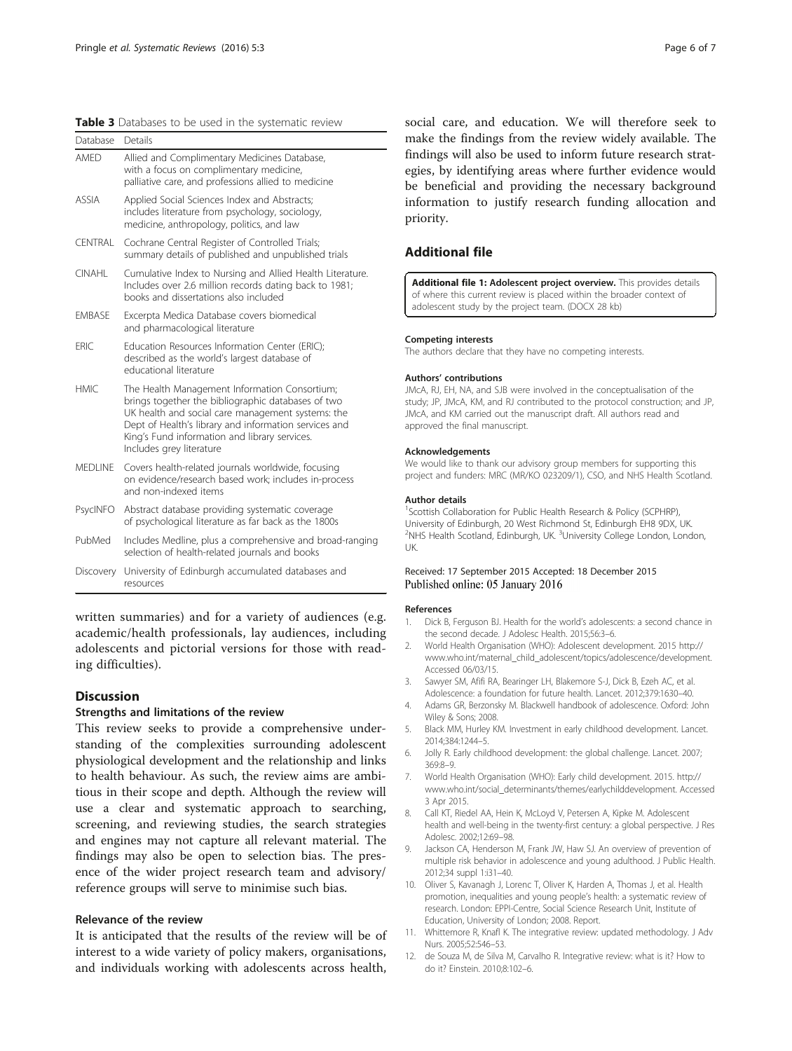**Table 3** Databases to be used in the systematic review

| Database | Details |
| --- | --- |
| AMED | Allied and Complimentary Medicines Database, with a focus on complimentary medicine, palliative care, and professions allied to medicine |
| ASSIA | Applied Social Sciences Index and Abstracts; includes literature from psychology, sociology, medicine, anthropology, politics, and law |
| CENTRAL | Cochrane Central Register of Controlled Trials; summary details of published and unpublished trials |
| CINAHL | Cumulative Index to Nursing and Allied Health Literature. Includes over 2.6 million records dating back to 1981; books and dissertations also included |
| EMBASE | Excerpta Medica Database covers biomedical and pharmacological literature |
| ERIC | Education Resources Information Center (ERIC); described as the world's largest database of educational literature |
| HMIC | The Health Management Information Consortium; brings together the bibliographic databases of two UK health and social care management systems: the Dept of Health's library and information services and King's Fund information and library services. Includes grey literature |
| MEDLINE | Covers health-related journals worldwide, focusing on evidence/research based work; includes in-process and non-indexed items |
| PsycINFO | Abstract database providing systematic coverage of psychological literature as far back as the 1800s |
| PubMed | Includes Medline, plus a comprehensive and broad-ranging selection of health-related journals and books |
| Discovery | University of Edinburgh accumulated databases and resources |

written summaries) and for a variety of audiences (e.g. academic/health professionals, lay audiences, including adolescents and pictorial versions for those with reading difficulties).

## Discussion

### Strengths and limitations of the review

This review seeks to provide a comprehensive understanding of the complexities surrounding adolescent physiological development and the relationship and links to health behaviour. As such, the review aims are ambitious in their scope and depth. Although the review will use a clear and systematic approach to searching, screening, and reviewing studies, the search strategies and engines may not capture all relevant material. The findings may also be open to selection bias. The presence of the wider project research team and advisory/reference groups will serve to minimise such bias.

### Relevance of the review

It is anticipated that the results of the review will be of interest to a wide variety of policy makers, organisations, and individuals working with adolescents across health, social care, and education. We will therefore seek to make the findings from the review widely available. The findings will also be used to inform future research strategies, by identifying areas where further evidence would be beneficial and providing the necessary background information to justify research funding allocation and priority.

## Additional file

**Additional file 1: Adolescent project overview.** This provides details of where this current review is placed within the broader context of adolescent study by the project team. (DOCX 28 kb)

#### Competing interests

The authors declare that they have no competing interests.

#### Authors' contributions

JMcA, RJ, EH, NA, and SJB were involved in the conceptualisation of the study; JP, JMcA, KM, and RJ contributed to the protocol construction; and JP, JMcA, and KM carried out the manuscript draft. All authors read and approved the final manuscript.

#### Acknowledgements

We would like to thank our advisory group members for supporting this project and funders: MRC (MR/KO 023209/1), CSO, and NHS Health Scotland.

#### Author details

[1]Scottish Collaboration for Public Health Research & Policy (SCPHRP), University of Edinburgh, 20 West Richmond St, Edinburgh EH8 9DX, UK. [2]NHS Health Scotland, Edinburgh, UK. [3]University College London, London, UK.

Received: 17 September 2015 Accepted: 18 December 2015
Published online: 05 January 2016

#### References

1. Dick B, Ferguson BJ. Health for the world's adolescents: a second chance in the second decade. J Adolesc Health. 2015;56:3–6.
2. World Health Organisation (WHO): Adolescent development. 2015 http://www.who.int/maternal_child_adolescent/topics/adolescence/development. Accessed 06/03/15.
3. Sawyer SM, Afifi RA, Bearinger LH, Blakemore S-J, Dick B, Ezeh AC, et al. Adolescence: a foundation for future health. Lancet. 2012;379:1630–40.
4. Adams GR, Berzonsky M. Blackwell handbook of adolescence. Oxford: John Wiley & Sons; 2008.
5. Black MM, Hurley KM. Investment in early childhood development. Lancet. 2014;384:1244–5.
6. Jolly R. Early childhood development: the global challenge. Lancet. 2007;369:8–9.
7. World Health Organisation (WHO): Early child development. 2015. http://www.who.int/social_determinants/themes/earlychilddevelopment. Accessed 3 Apr 2015.
8. Call KT, Riedel AA, Hein K, McLoyd V, Petersen A, Kipke M. Adolescent health and well-being in the twenty-first century: a global perspective. J Res Adolesc. 2002;12:69–98.
9. Jackson CA, Henderson M, Frank JW, Haw SJ. An overview of prevention of multiple risk behavior in adolescence and young adulthood. J Public Health. 2012;34 suppl 1:i31–40.
10. Oliver S, Kavanagh J, Lorenc T, Oliver K, Harden A, Thomas J, et al. Health promotion, inequalities and young people's health: a systematic review of research. London: EPPI-Centre, Social Science Research Unit, Institute of Education, University of London; 2008. Report.
11. Whittemore R, Knafl K. The integrative review: updated methodology. J Adv Nurs. 2005;52:546–53.
12. de Souza M, de Silva M, Carvalho R. Integrative review: what is it? How to do it? Einstein. 2010;8:102–6.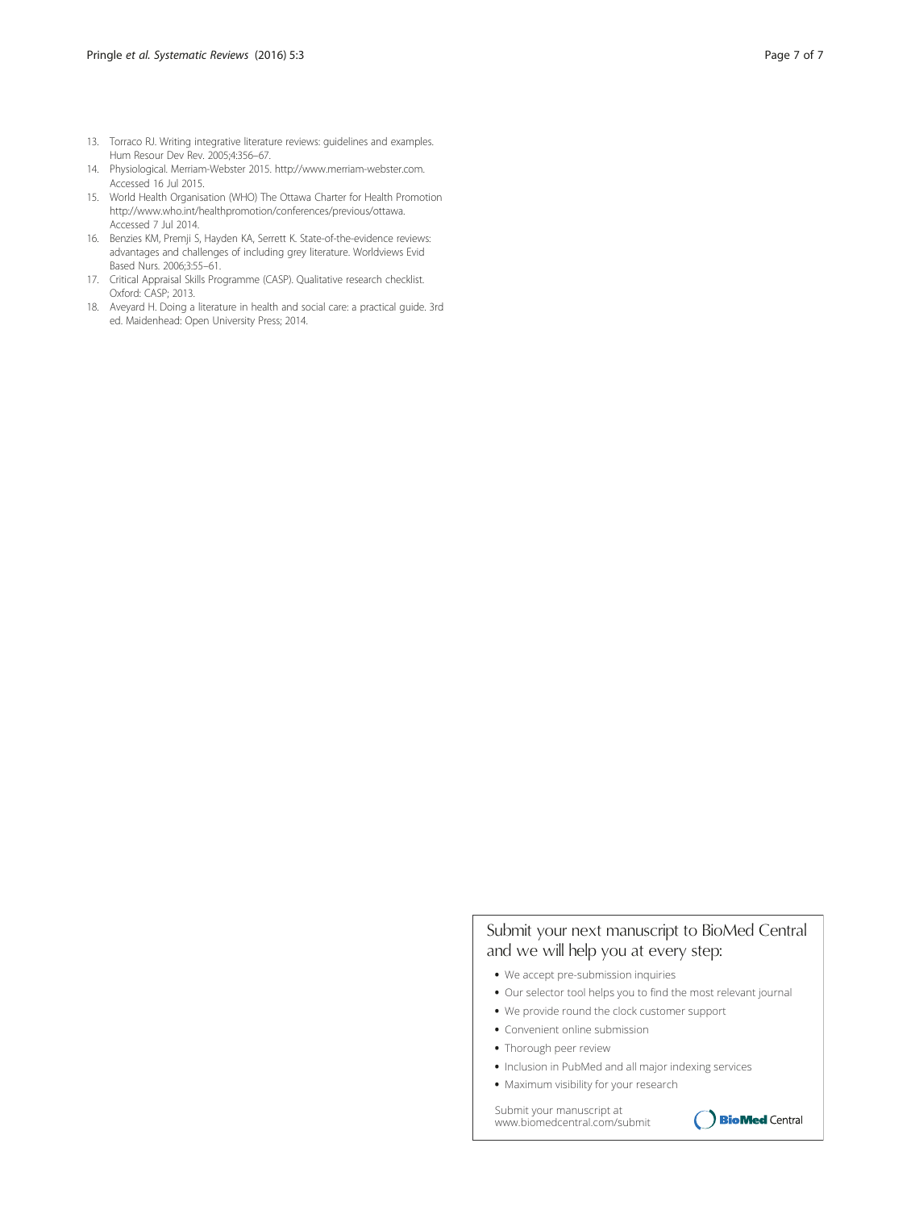13. Torraco RJ. Writing integrative literature reviews: guidelines and examples. Hum Resour Dev Rev. 2005;4:356–67.
14. Physiological. Merriam-Webster 2015. http://www.merriam-webster.com. Accessed 16 Jul 2015.
15. World Health Organisation (WHO) The Ottawa Charter for Health Promotion http://www.who.int/healthpromotion/conferences/previous/ottawa. Accessed 7 Jul 2014.
16. Benzies KM, Premji S, Hayden KA, Serrett K. State-of-the-evidence reviews: advantages and challenges of including grey literature. Worldviews Evid Based Nurs. 2006;3:55–61.
17. Critical Appraisal Skills Programme (CASP). Qualitative research checklist. Oxford: CASP; 2013.
18. Aveyard H. Doing a literature in health and social care: a practical guide. 3rd ed. Maidenhead: Open University Press; 2014.

Submit your next manuscript to BioMed Central and we will help you at every step:

- We accept pre-submission inquiries
- Our selector tool helps you to find the most relevant journal
- We provide round the clock customer support
- Convenient online submission
- Thorough peer review
- Inclusion in PubMed and all major indexing services
- Maximum visibility for your research

Submit your manuscript at www.biomedcentral.com/submit

BioMed Central